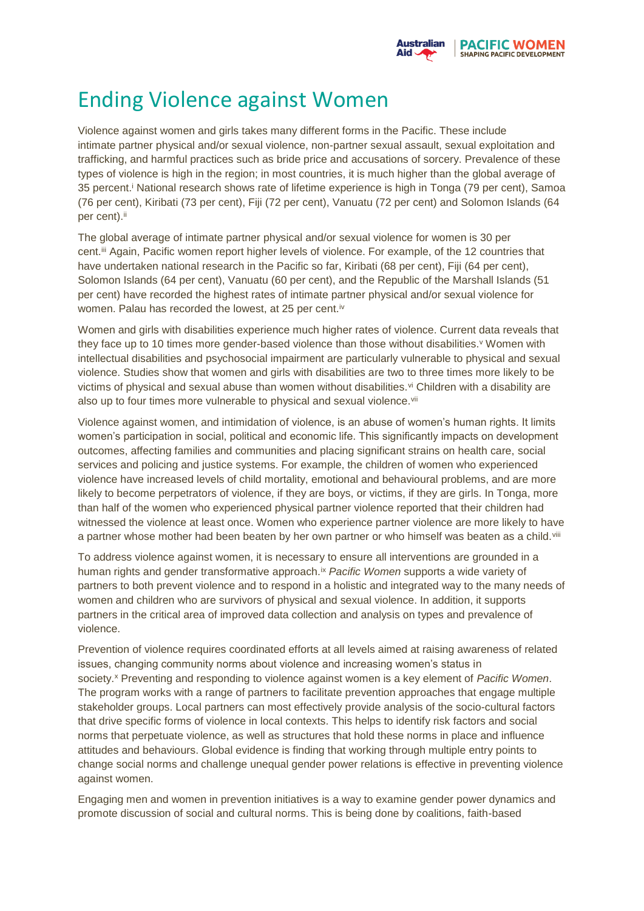# Ending Violence against Women

Violence against women and girls takes many different forms in the Pacific. These include intimate partner physical and/or sexual violence, non-partner sexual assault, sexual exploitation and trafficking, and harmful practices such as bride price and accusations of sorcery. Prevalence of these types of violence is high in the region; in most countries, it is much higher than the global average of 35 percent.[i] National research shows rate of lifetime experience is high in Tonga (79 per cent), Samoa (76 per cent), Kiribati (73 per cent), Fiji (72 per cent), Vanuatu (72 per cent) and Solomon Islands (64 per cent).[ii]

The global average of intimate partner physical and/or sexual violence for women is 30 per cent.[iii] Again, Pacific women report higher levels of violence. For example, of the 12 countries that have undertaken national research in the Pacific so far, Kiribati (68 per cent), Fiji (64 per cent), Solomon Islands (64 per cent), Vanuatu (60 per cent), and the Republic of the Marshall Islands (51 per cent) have recorded the highest rates of intimate partner physical and/or sexual violence for women. Palau has recorded the lowest, at 25 per cent.[iv]

Women and girls with disabilities experience much higher rates of violence. Current data reveals that they face up to 10 times more gender-based violence than those without disabilities.[v] Women with intellectual disabilities and psychosocial impairment are particularly vulnerable to physical and sexual violence. Studies show that women and girls with disabilities are two to three times more likely to be victims of physical and sexual abuse than women without disabilities.[vi] Children with a disability are also up to four times more vulnerable to physical and sexual violence.[vii]

Violence against women, and intimidation of violence, is an abuse of women's human rights. It limits women's participation in social, political and economic life. This significantly impacts on development outcomes, affecting families and communities and placing significant strains on health care, social services and policing and justice systems. For example, the children of women who experienced violence have increased levels of child mortality, emotional and behavioural problems, and are more likely to become perpetrators of violence, if they are boys, or victims, if they are girls. In Tonga, more than half of the women who experienced physical partner violence reported that their children had witnessed the violence at least once. Women who experience partner violence are more likely to have a partner whose mother had been beaten by her own partner or who himself was beaten as a child.[viii]

To address violence against women, it is necessary to ensure all interventions are grounded in a human rights and gender transformative approach.[ix] *Pacific Women* supports a wide variety of partners to both prevent violence and to respond in a holistic and integrated way to the many needs of women and children who are survivors of physical and sexual violence. In addition, it supports partners in the critical area of improved data collection and analysis on types and prevalence of violence.

Prevention of violence requires coordinated efforts at all levels aimed at raising awareness of related issues, changing community norms about violence and increasing women's status in society.[x] Preventing and responding to violence against women is a key element of *Pacific Women*. The program works with a range of partners to facilitate prevention approaches that engage multiple stakeholder groups. Local partners can most effectively provide analysis of the socio-cultural factors that drive specific forms of violence in local contexts. This helps to identify risk factors and social norms that perpetuate violence, as well as structures that hold these norms in place and influence attitudes and behaviours. Global evidence is finding that working through multiple entry points to change social norms and challenge unequal gender power relations is effective in preventing violence against women.

Engaging men and women in prevention initiatives is a way to examine gender power dynamics and promote discussion of social and cultural norms. This is being done by coalitions, faith-based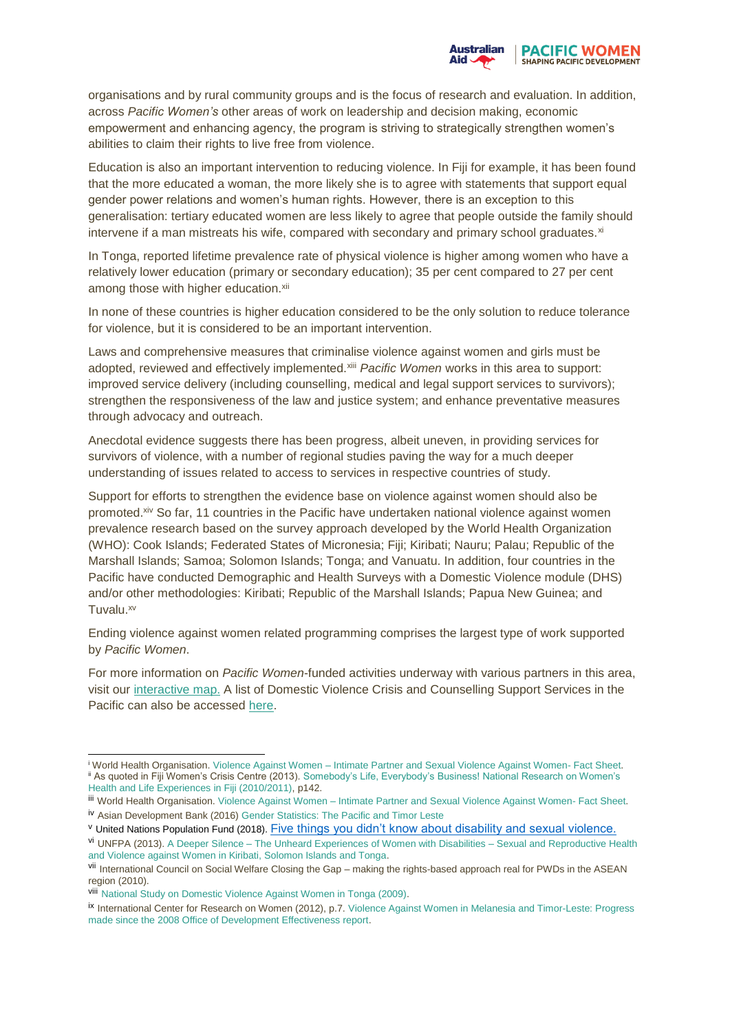organisations and by rural community groups and is the focus of research and evaluation. In addition, across *Pacific Women's* other areas of work on leadership and decision making, economic empowerment and enhancing agency, the program is striving to strategically strengthen women's abilities to claim their rights to live free from violence.

Education is also an important intervention to reducing violence. In Fiji for example, it has been found that the more educated a woman, the more likely she is to agree with statements that support equal gender power relations and women's human rights. However, there is an exception to this generalisation: tertiary educated women are less likely to agree that people outside the family should intervene if a man mistreats his wife, compared with secondary and primary school graduates.[xi]

In Tonga, reported lifetime prevalence rate of physical violence is higher among women who have a relatively lower education (primary or secondary education); 35 per cent compared to 27 per cent among those with higher education.[xii]

In none of these countries is higher education considered to be the only solution to reduce tolerance for violence, but it is considered to be an important intervention.

Laws and comprehensive measures that criminalise violence against women and girls must be adopted, reviewed and effectively implemented.[xiii] *Pacific Women* works in this area to support: improved service delivery (including counselling, medical and legal support services to survivors); strengthen the responsiveness of the law and justice system; and enhance preventative measures through advocacy and outreach.

Anecdotal evidence suggests there has been progress, albeit uneven, in providing services for survivors of violence, with a number of regional studies paving the way for a much deeper understanding of issues related to access to services in respective countries of study.

Support for efforts to strengthen the evidence base on violence against women should also be promoted.[xiv] So far, 11 countries in the Pacific have undertaken national violence against women prevalence research based on the survey approach developed by the World Health Organization (WHO): Cook Islands; Federated States of Micronesia; Fiji; Kiribati; Nauru; Palau; Republic of the Marshall Islands; Samoa; Solomon Islands; Tonga; and Vanuatu. In addition, four countries in the Pacific have conducted Demographic and Health Surveys with a Domestic Violence module (DHS) and/or other methodologies: Kiribati; Republic of the Marshall Islands; Papua New Guinea; and Tuvalu.[xv]

Ending violence against women related programming comprises the largest type of work supported by *Pacific Women*.

For more information on *Pacific Women*-funded activities underway with various partners in this area, visit our interactive map. A list of Domestic Violence Crisis and Counselling Support Services in the Pacific can also be accessed here.

---

[i] World Health Organisation. Violence Against Women – Intimate Partner and Sexual Violence Against Women- Fact Sheet.

[ii] As quoted in Fiji Women's Crisis Centre (2013). Somebody's Life, Everybody's Business! National Research on Women's Health and Life Experiences in Fiji (2010/2011), p142.

[iii] World Health Organisation. Violence Against Women – Intimate Partner and Sexual Violence Against Women- Fact Sheet.

[iv] Asian Development Bank (2016) Gender Statistics: The Pacific and Timor Leste

[v] United Nations Population Fund (2018). Five things you didn't know about disability and sexual violence.

[vi] UNFPA (2013). A Deeper Silence – The Unheard Experiences of Women with Disabilities – Sexual and Reproductive Health and Violence against Women in Kiribati, Solomon Islands and Tonga.

[vii] International Council on Social Welfare Closing the Gap – making the rights-based approach real for PWDs in the ASEAN region (2010).

[viii] National Study on Domestic Violence Against Women in Tonga (2009).

[ix] International Center for Research on Women (2012), p.7. Violence Against Women in Melanesia and Timor-Leste: Progress made since the 2008 Office of Development Effectiveness report.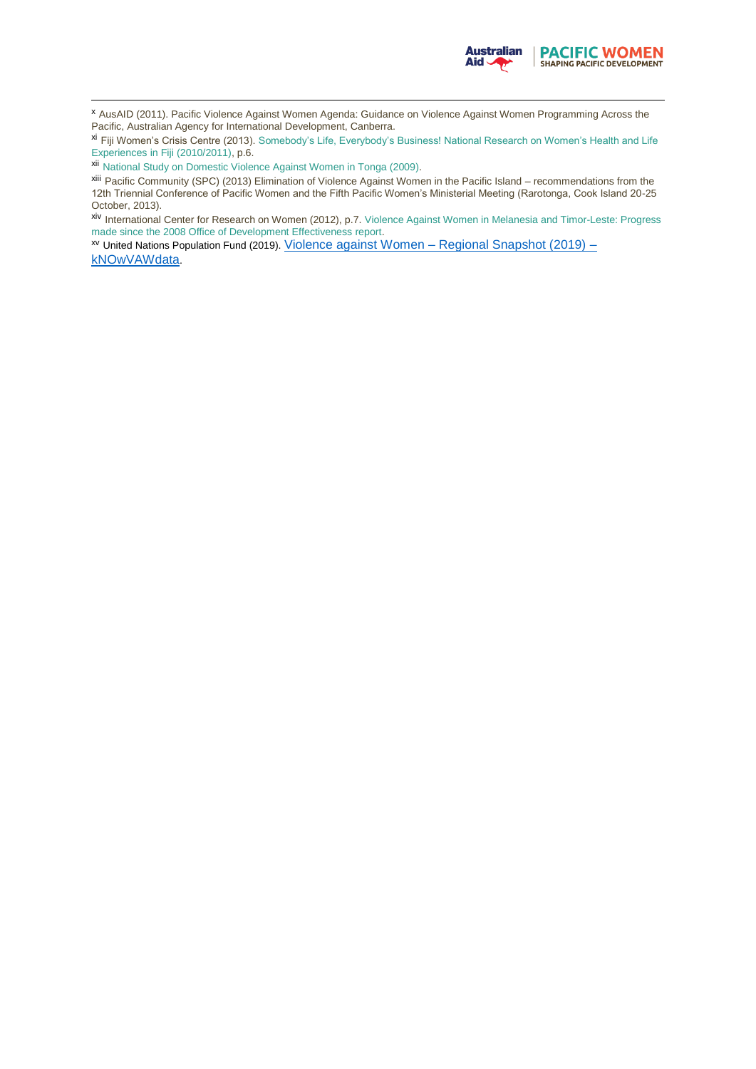[x] AusAID (2011). Pacific Violence Against Women Agenda: Guidance on Violence Against Women Programming Across the Pacific, Australian Agency for International Development, Canberra.

[xi] Fiji Women's Crisis Centre (2013). Somebody's Life, Everybody's Business! National Research on Women's Health and Life Experiences in Fiji (2010/2011), p.6.

[xii] National Study on Domestic Violence Against Women in Tonga (2009).

[xiii] Pacific Community (SPC) (2013) Elimination of Violence Against Women in the Pacific Island – recommendations from the 12th Triennial Conference of Pacific Women and the Fifth Pacific Women's Ministerial Meeting (Rarotonga, Cook Island 20-25 October, 2013).

[xiv] International Center for Research on Women (2012), p.7. Violence Against Women in Melanesia and Timor-Leste: Progress made since the 2008 Office of Development Effectiveness report.

[xv] United Nations Population Fund (2019). Violence against Women – Regional Snapshot (2019) – kNOwVAWdata.